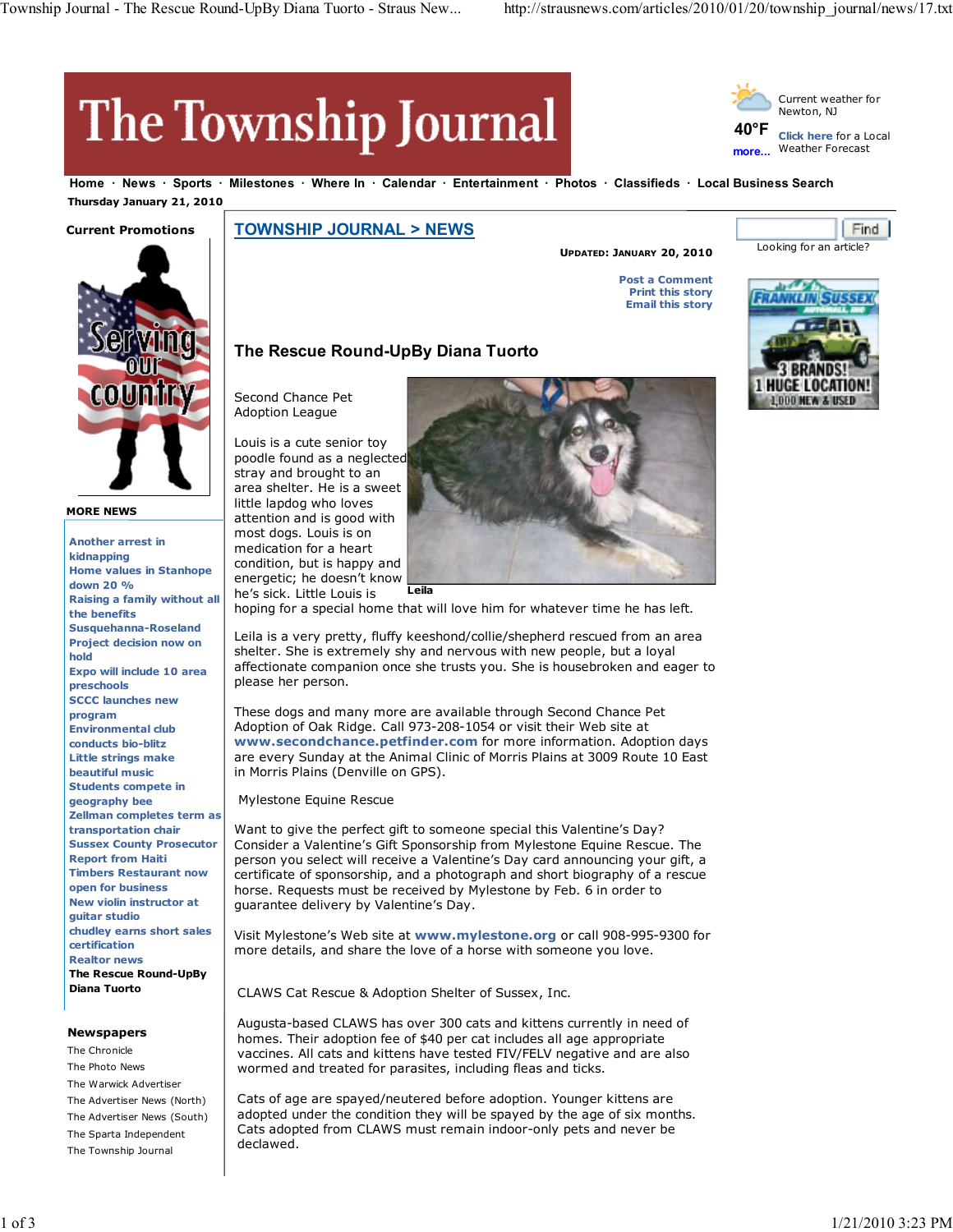# The Township Journal

Current weather for Newton, NJ

40°F

more...

Click here for a Local Weather Forecast

Home · News · Sports · Milestones · Where In · Calendar · Entertainment · Photos · Classifieds · Local Business Search

Thursday January 21, 2010

**Current Promotions**

**MORE NEWS**

- Another arrest in kidnapping
- Home values in Stanhope down 20 %
- Raising a family without all the benefits
- Susquehanna-Roseland Project decision now on hold
- Expo will include 10 area preschools
- SCCC launches new program
- Environmental club conducts bio-blitz
- Little strings make beautiful music
- Students compete in geography bee
- Zellman completes term as transportation chair
- Sussex County Prosecutor Report from Haiti
- Timbers Restaurant now open for business
- New violin instructor at guitar studio
- chudley earns short sales certification
- Realtor news
- **The Rescue Round-UpBy Diana Tuorto**

**Newspapers**

- The Chronicle
- The Photo News
- The Warwick Advertiser
- The Advertiser News (North)
- The Advertiser News (South)
- The Sparta Independent
- The Township Journal

## TOWNSHIP JOURNAL > NEWS

UPDATED: JANUARY 20, 2010

Post a Comment
Print this story
Email this story

Looking for an article?

## The Rescue Round-UpBy Diana Tuorto

Second Chance Pet Adoption League

Louis is a cute senior toy poodle found as a neglected stray and brought to an area shelter. He is a sweet little lapdog who loves attention and is good with most dogs. Louis is on medication for a heart condition, but is happy and energetic; he doesn't know he's sick. Little Louis is hoping for a special home that will love him for whatever time he has left.

Leila

Leila is a very pretty, fluffy keeshond/collie/shepherd rescued from an area shelter. She is extremely shy and nervous with new people, but a loyal affectionate companion once she trusts you. She is housebroken and eager to please her person.

These dogs and many more are available through Second Chance Pet Adoption of Oak Ridge. Call 973-208-1054 or visit their Web site at **www.secondchance.petfinder.com** for more information. Adoption days are every Sunday at the Animal Clinic of Morris Plains at 3009 Route 10 East in Morris Plains (Denville on GPS).

Mylestone Equine Rescue

Want to give the perfect gift to someone special this Valentine's Day? Consider a Valentine's Gift Sponsorship from Mylestone Equine Rescue. The person you select will receive a Valentine's Day card announcing your gift, a certificate of sponsorship, and a photograph and short biography of a rescue horse. Requests must be received by Mylestone by Feb. 6 in order to guarantee delivery by Valentine's Day.

Visit Mylestone's Web site at **www.mylestone.org** or call 908-995-9300 for more details, and share the love of a horse with someone you love.

CLAWS Cat Rescue & Adoption Shelter of Sussex, Inc.

Augusta-based CLAWS has over 300 cats and kittens currently in need of homes. Their adoption fee of $40 per cat includes all age appropriate vaccines. All cats and kittens have tested FIV/FELV negative and are also wormed and treated for parasites, including fleas and ticks.

Cats of age are spayed/neutered before adoption. Younger kittens are adopted under the condition they will be spayed by the age of six months. Cats adopted from CLAWS must remain indoor-only pets and never be declawed.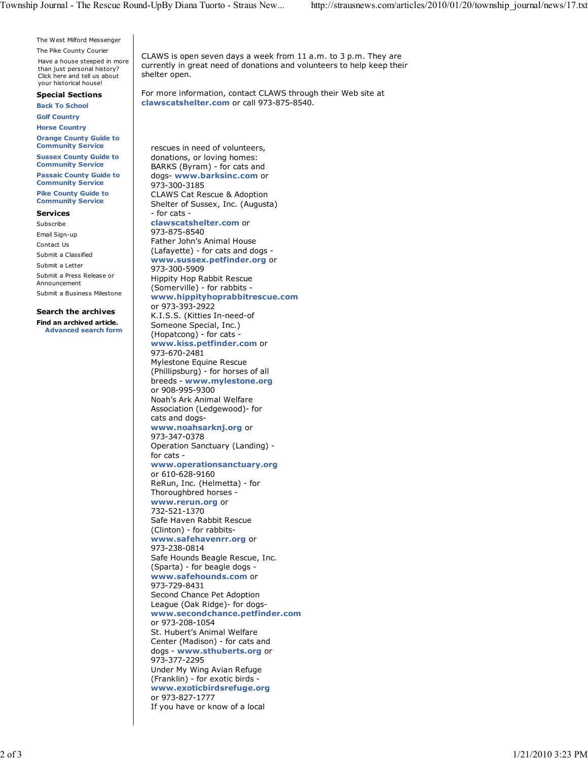The West Milford Messenger

The Pike County Courier

Have a house steeped in more than just personal history? Click here and tell us about your historical house!

### Special Sections

Back To School

Golf Country

Horse Country

Orange County Guide to Community Service

Sussex County Guide to Community Service

Passaic County Guide to Community Service

Pike County Guide to Community Service

### Services

Subscribe

Email Sign-up

Contact Us

Submit a Classified

Submit a Letter

Submit a Press Release or Announcement

Submit a Business Milestone

### Search the archives

**Find an archived article.**
**Advanced search form**

CLAWS is open seven days a week from 11 a.m. to 3 p.m. They are currently in great need of donations and volunteers to help keep their shelter open.

For more information, contact CLAWS through their Web site at **clawscatshelter.com** or call 973-875-8540.

rescues in need of volunteers, donations, or loving homes:

BARKS (Byram) - for cats and dogs- **www.barksinc.com** or 973-300-3185

CLAWS Cat Rescue & Adoption Shelter of Sussex, Inc. (Augusta) - for cats - **clawscatshelter.com** or 973-875-8540

Father John's Animal House (Lafayette) - for cats and dogs - **www.sussex.petfinder.org** or 973-300-5909

Hippity Hop Rabbit Rescue (Somerville) - for rabbits - **www.hippityhoprabbitrescue.com** or 973-393-2922

K.I.S.S. (Kitties In-need-of Someone Special, Inc.) (Hopatcong) - for cats - **www.kiss.petfinder.org** or 973-670-2481

Mylestone Equine Rescue (Phillipsburg) - for horses of all breeds - **www.mylestone.org** or 908-995-9300

Noah's Ark Animal Welfare Association (Ledgewood)- for cats and dogs- **www.noahsarknj.org** or 973-347-0378

Operation Sanctuary (Landing) - for cats - **www.operationsanctuary.org** or 610-628-9160

ReRun, Inc. (Helmetta) - for Thoroughbred horses - **www.rerun.org** or 732-521-1370

Safe Haven Rabbit Rescue (Clinton) - for rabbits- **www.safehavenrr.org** or 973-238-0814

Safe Hounds Beagle Rescue, Inc. (Sparta) - for beagle dogs - **www.safehounds.com** or 973-729-8431

Second Chance Pet Adoption League (Oak Ridge)- for dogs- **www.secondchance.petfinder.com** or 973-208-1054

St. Hubert's Animal Welfare Center (Madison) - for cats and dogs - **www.sthuberts.org** or 973-377-2295

Under My Wing Avian Refuge (Franklin) - for exotic birds - **www.exoticbirdsrefuge.org** or 973-827-1777

If you have or know of a local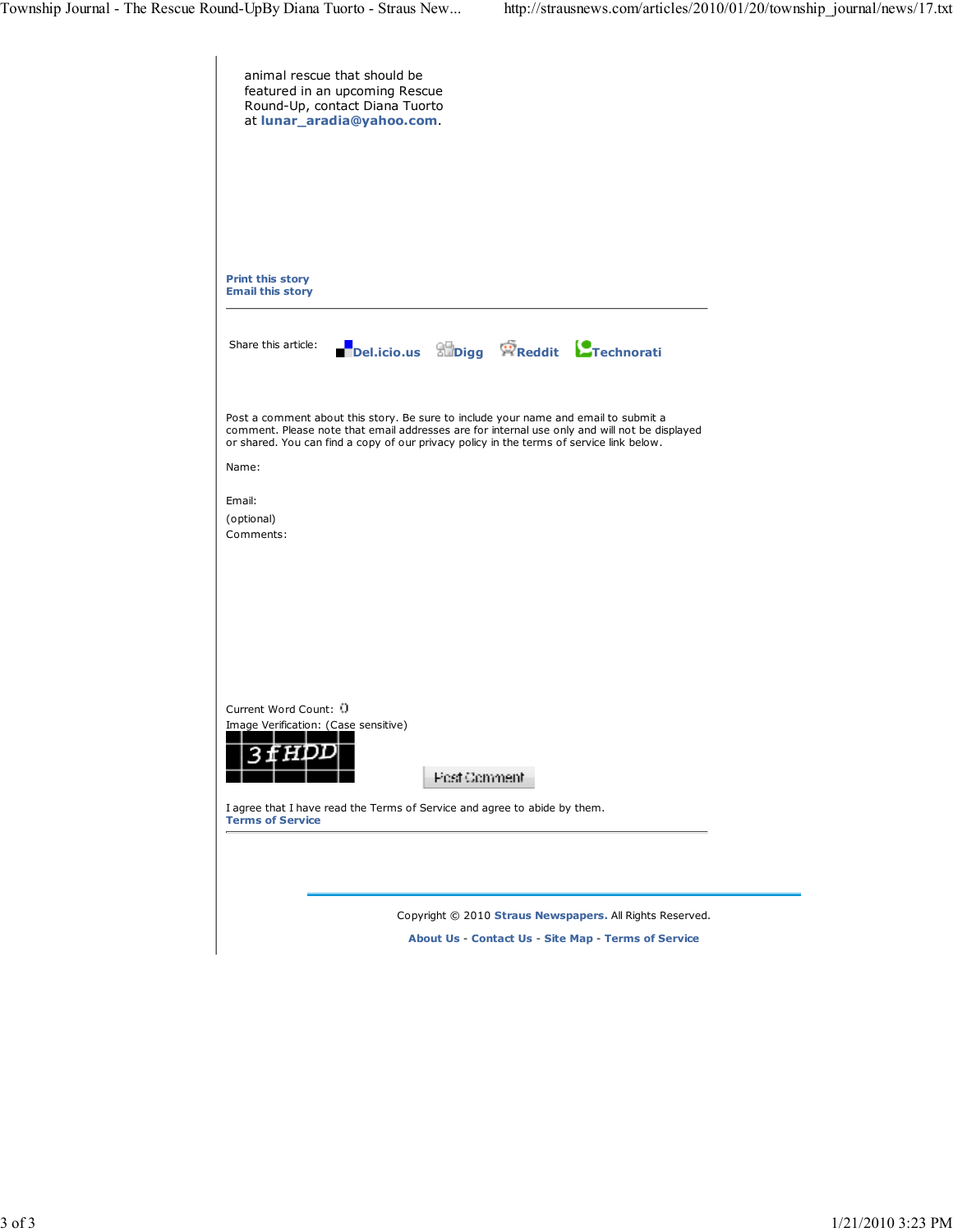animal rescue that should be featured in an upcoming Rescue Round-Up, contact Diana Tuorto at **lunar_aradia@yahoo.com**.

**Print this story**
**Email this story**

---

Share this article: **Del.icio.us** **Digg** **Reddit** **Technorati**

Post a comment about this story. Be sure to include your name and email to submit a comment. Please note that email addresses are for internal use only and will not be displayed or shared. You can find a copy of our privacy policy in the terms of service link below.

Name:

Email:

(optional)

Comments:

Current Word Count: 0

Image Verification: (Case sensitive)

3fHDD

Post Comment

I agree that I have read the Terms of Service and agree to abide by them.

**Terms of Service**

---

Copyright © 2010 **Straus Newspapers.** All Rights Reserved.

**About Us** - **Contact Us** - **Site Map** - **Terms of Service**